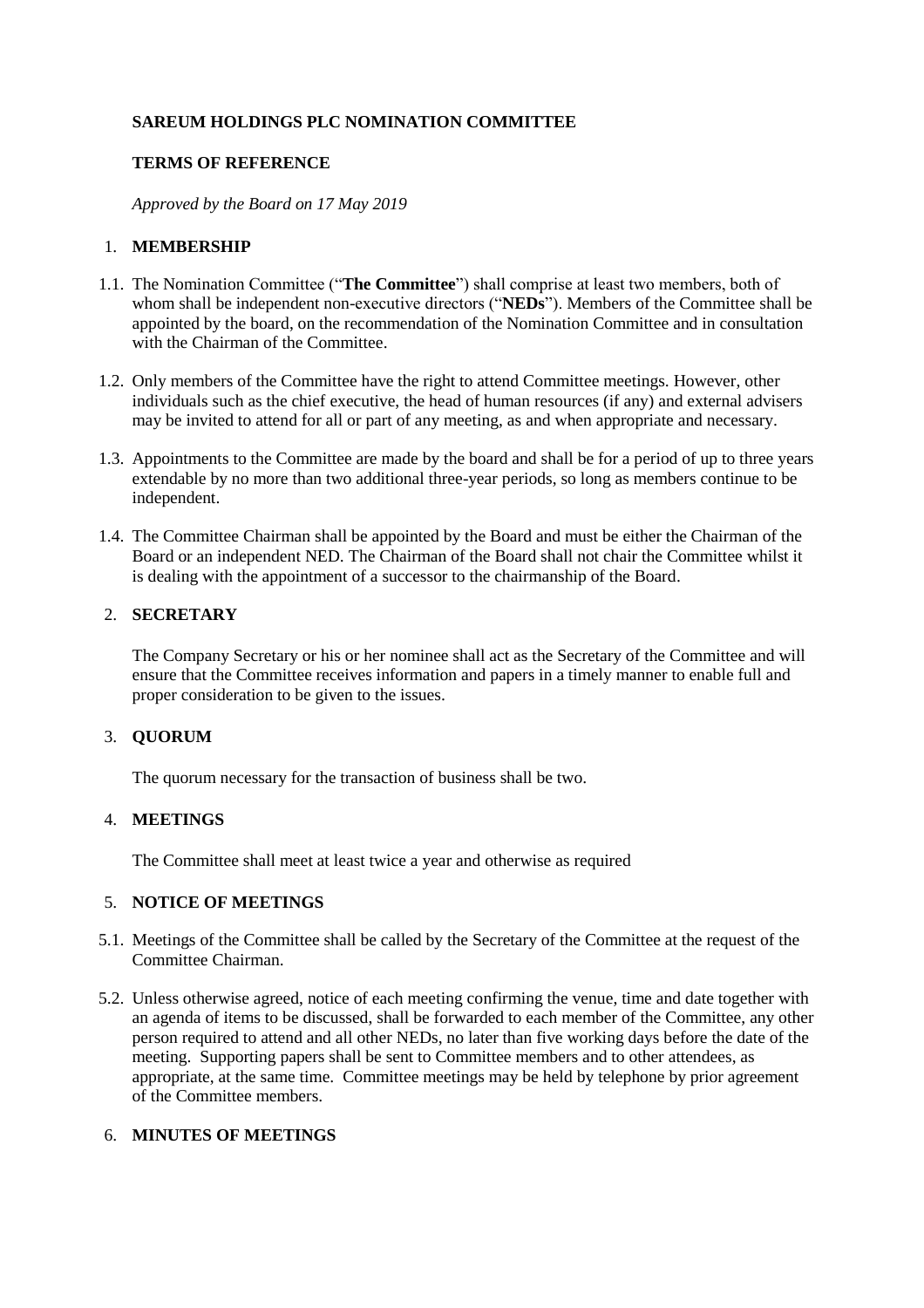**SAREUM HOLDINGS PLC NOMINATION COMMITTEE**

**TERMS OF REFERENCE**

*Approved by the Board on 17 May 2019*

## 1. MEMBERSHIP

1.1. The Nomination Committee ("**The Committee**") shall comprise at least two members, both of whom shall be independent non-executive directors ("**NEDs**"). Members of the Committee shall be appointed by the board, on the recommendation of the Nomination Committee and in consultation with the Chairman of the Committee.

1.2. Only members of the Committee have the right to attend Committee meetings. However, other individuals such as the chief executive, the head of human resources (if any) and external advisers may be invited to attend for all or part of any meeting, as and when appropriate and necessary.

1.3. Appointments to the Committee are made by the board and shall be for a period of up to three years extendable by no more than two additional three-year periods, so long as members continue to be independent.

1.4. The Committee Chairman shall be appointed by the Board and must be either the Chairman of the Board or an independent NED. The Chairman of the Board shall not chair the Committee whilst it is dealing with the appointment of a successor to the chairmanship of the Board.

## 2. SECRETARY

The Company Secretary or his or her nominee shall act as the Secretary of the Committee and will ensure that the Committee receives information and papers in a timely manner to enable full and proper consideration to be given to the issues.

## 3. QUORUM

The quorum necessary for the transaction of business shall be two.

## 4. MEETINGS

The Committee shall meet at least twice a year and otherwise as required

## 5. NOTICE OF MEETINGS

5.1. Meetings of the Committee shall be called by the Secretary of the Committee at the request of the Committee Chairman.

5.2. Unless otherwise agreed, notice of each meeting confirming the venue, time and date together with an agenda of items to be discussed, shall be forwarded to each member of the Committee, any other person required to attend and all other NEDs, no later than five working days before the date of the meeting. Supporting papers shall be sent to Committee members and to other attendees, as appropriate, at the same time. Committee meetings may be held by telephone by prior agreement of the Committee members.

## 6. MINUTES OF MEETINGS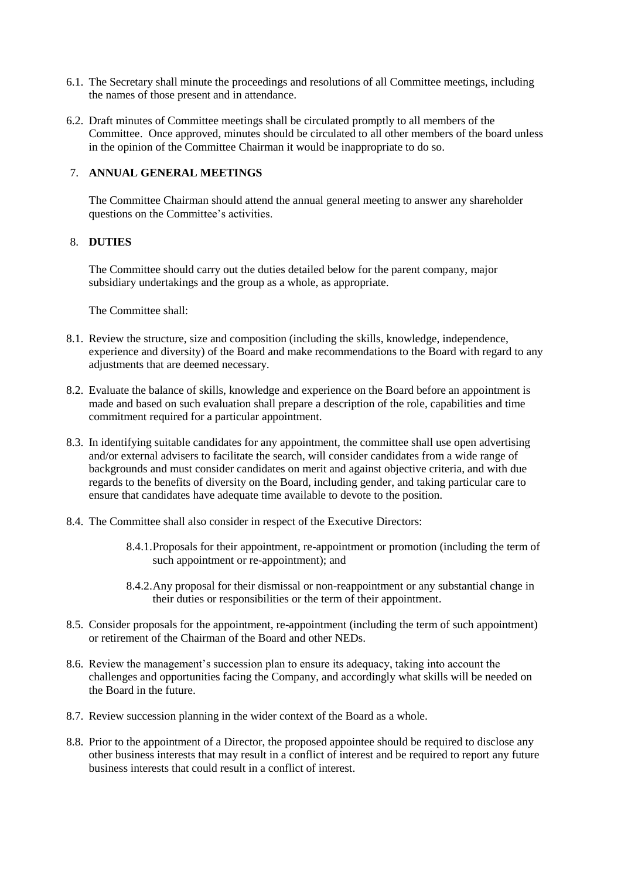6.1. The Secretary shall minute the proceedings and resolutions of all Committee meetings, including the names of those present and in attendance.

6.2. Draft minutes of Committee meetings shall be circulated promptly to all members of the Committee. Once approved, minutes should be circulated to all other members of the board unless in the opinion of the Committee Chairman it would be inappropriate to do so.

## 7. ANNUAL GENERAL MEETINGS

The Committee Chairman should attend the annual general meeting to answer any shareholder questions on the Committee's activities.

## 8. DUTIES

The Committee should carry out the duties detailed below for the parent company, major subsidiary undertakings and the group as a whole, as appropriate.

The Committee shall:

8.1. Review the structure, size and composition (including the skills, knowledge, independence, experience and diversity) of the Board and make recommendations to the Board with regard to any adjustments that are deemed necessary.

8.2. Evaluate the balance of skills, knowledge and experience on the Board before an appointment is made and based on such evaluation shall prepare a description of the role, capabilities and time commitment required for a particular appointment.

8.3. In identifying suitable candidates for any appointment, the committee shall use open advertising and/or external advisers to facilitate the search, will consider candidates from a wide range of backgrounds and must consider candidates on merit and against objective criteria, and with due regards to the benefits of diversity on the Board, including gender, and taking particular care to ensure that candidates have adequate time available to devote to the position.

8.4. The Committee shall also consider in respect of the Executive Directors:

   8.4.1. Proposals for their appointment, re-appointment or promotion (including the term of such appointment or re-appointment); and

   8.4.2. Any proposal for their dismissal or non-reappointment or any substantial change in their duties or responsibilities or the term of their appointment.

8.5. Consider proposals for the appointment, re-appointment (including the term of such appointment) or retirement of the Chairman of the Board and other NEDs.

8.6. Review the management's succession plan to ensure its adequacy, taking into account the challenges and opportunities facing the Company, and accordingly what skills will be needed on the Board in the future.

8.7. Review succession planning in the wider context of the Board as a whole.

8.8. Prior to the appointment of a Director, the proposed appointee should be required to disclose any other business interests that may result in a conflict of interest and be required to report any future business interests that could result in a conflict of interest.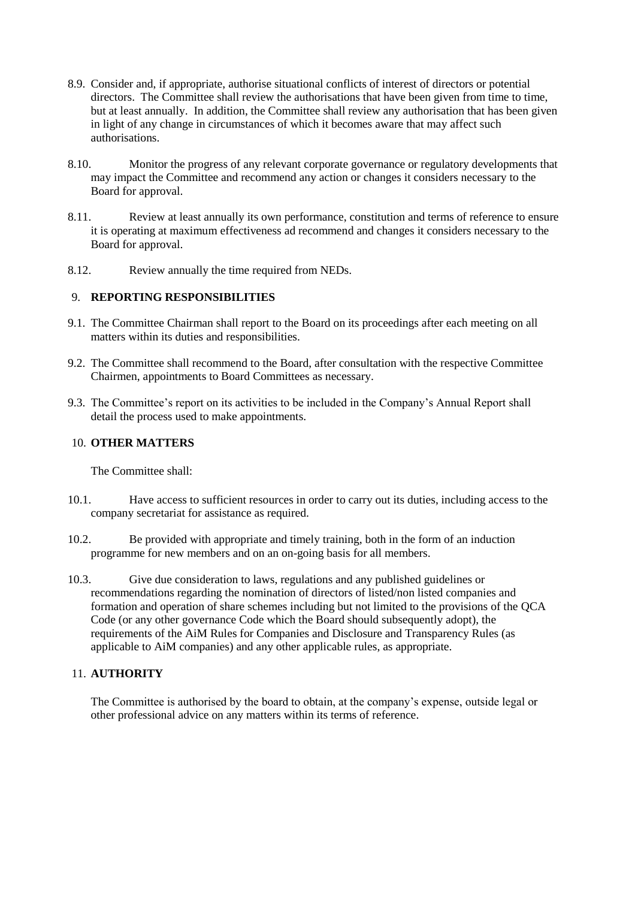8.9. Consider and, if appropriate, authorise situational conflicts of interest of directors or potential directors. The Committee shall review the authorisations that have been given from time to time, but at least annually. In addition, the Committee shall review any authorisation that has been given in light of any change in circumstances of which it becomes aware that may affect such authorisations.

8.10. Monitor the progress of any relevant corporate governance or regulatory developments that may impact the Committee and recommend any action or changes it considers necessary to the Board for approval.

8.11. Review at least annually its own performance, constitution and terms of reference to ensure it is operating at maximum effectiveness ad recommend and changes it considers necessary to the Board for approval.

8.12. Review annually the time required from NEDs.

## 9. REPORTING RESPONSIBILITIES

9.1. The Committee Chairman shall report to the Board on its proceedings after each meeting on all matters within its duties and responsibilities.

9.2. The Committee shall recommend to the Board, after consultation with the respective Committee Chairmen, appointments to Board Committees as necessary.

9.3. The Committee's report on its activities to be included in the Company's Annual Report shall detail the process used to make appointments.

## 10. OTHER MATTERS

The Committee shall:

10.1. Have access to sufficient resources in order to carry out its duties, including access to the company secretariat for assistance as required.

10.2. Be provided with appropriate and timely training, both in the form of an induction programme for new members and on an on-going basis for all members.

10.3. Give due consideration to laws, regulations and any published guidelines or recommendations regarding the nomination of directors of listed/non listed companies and formation and operation of share schemes including but not limited to the provisions of the QCA Code (or any other governance Code which the Board should subsequently adopt), the requirements of the AiM Rules for Companies and Disclosure and Transparency Rules (as applicable to AiM companies) and any other applicable rules, as appropriate.

## 11. AUTHORITY

The Committee is authorised by the board to obtain, at the company's expense, outside legal or other professional advice on any matters within its terms of reference.